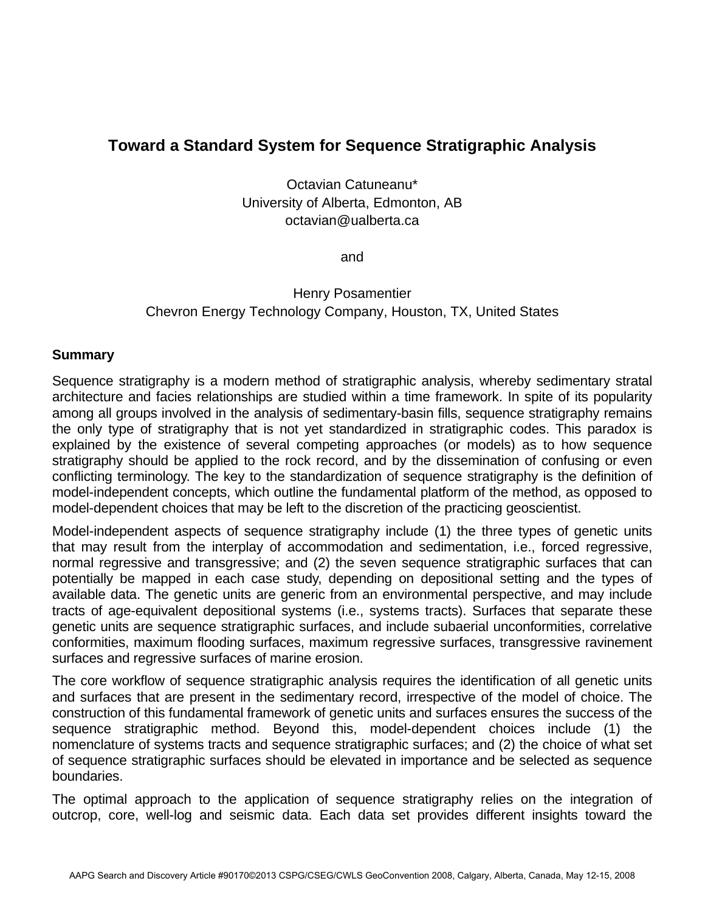# Toward a Standard System for Sequence Stratigraphic Analysis

Octavian Catuneanu*  
University of Alberta, Edmonton, AB  
octavian@ualberta.ca

and

Henry Posamentier  
Chevron Energy Technology Company, Houston, TX, United States

## Summary

Sequence stratigraphy is a modern method of stratigraphic analysis, whereby sedimentary stratal architecture and facies relationships are studied within a time framework. In spite of its popularity among all groups involved in the analysis of sedimentary-basin fills, sequence stratigraphy remains the only type of stratigraphy that is not yet standardized in stratigraphic codes. This paradox is explained by the existence of several competing approaches (or models) as to how sequence stratigraphy should be applied to the rock record, and by the dissemination of confusing or even conflicting terminology. The key to the standardization of sequence stratigraphy is the definition of model-independent concepts, which outline the fundamental platform of the method, as opposed to model-dependent choices that may be left to the discretion of the practicing geoscientist.

Model-independent aspects of sequence stratigraphy include (1) the three types of genetic units that may result from the interplay of accommodation and sedimentation, i.e., forced regressive, normal regressive and transgressive; and (2) the seven sequence stratigraphic surfaces that can potentially be mapped in each case study, depending on depositional setting and the types of available data. The genetic units are generic from an environmental perspective, and may include tracts of age-equivalent depositional systems (i.e., systems tracts). Surfaces that separate these genetic units are sequence stratigraphic surfaces, and include subaerial unconformities, correlative conformities, maximum flooding surfaces, maximum regressive surfaces, transgressive ravinement surfaces and regressive surfaces of marine erosion.

The core workflow of sequence stratigraphic analysis requires the identification of all genetic units and surfaces that are present in the sedimentary record, irrespective of the model of choice. The construction of this fundamental framework of genetic units and surfaces ensures the success of the sequence stratigraphic method. Beyond this, model-dependent choices include (1) the nomenclature of systems tracts and sequence stratigraphic surfaces; and (2) the choice of what set of sequence stratigraphic surfaces should be elevated in importance and be selected as sequence boundaries.

The optimal approach to the application of sequence stratigraphy relies on the integration of outcrop, core, well-log and seismic data. Each data set provides different insights toward the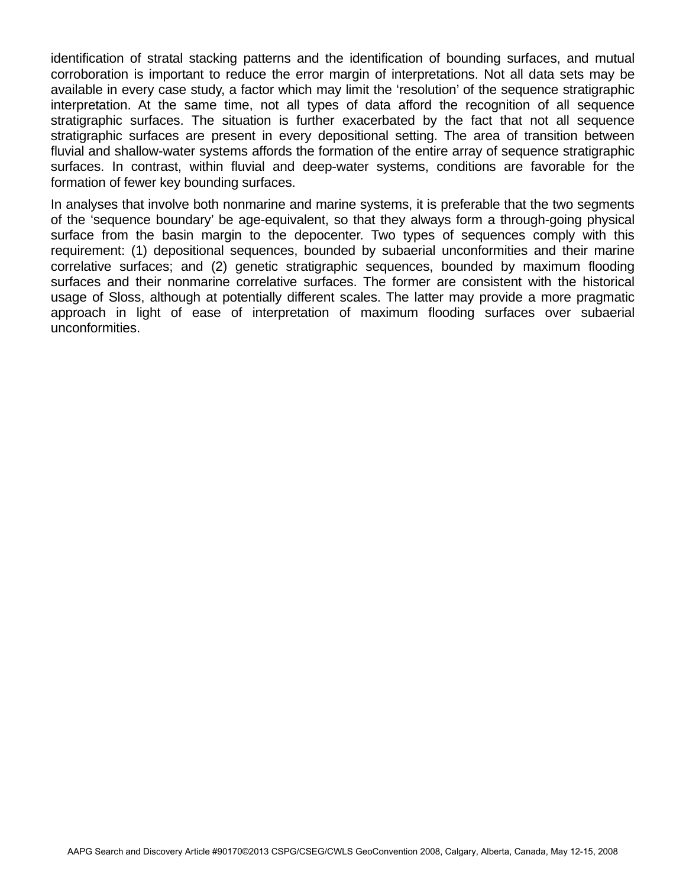identification of stratal stacking patterns and the identification of bounding surfaces, and mutual corroboration is important to reduce the error margin of interpretations. Not all data sets may be available in every case study, a factor which may limit the 'resolution' of the sequence stratigraphic interpretation. At the same time, not all types of data afford the recognition of all sequence stratigraphic surfaces. The situation is further exacerbated by the fact that not all sequence stratigraphic surfaces are present in every depositional setting. The area of transition between fluvial and shallow-water systems affords the formation of the entire array of sequence stratigraphic surfaces. In contrast, within fluvial and deep-water systems, conditions are favorable for the formation of fewer key bounding surfaces.

In analyses that involve both nonmarine and marine systems, it is preferable that the two segments of the 'sequence boundary' be age-equivalent, so that they always form a through-going physical surface from the basin margin to the depocenter. Two types of sequences comply with this requirement: (1) depositional sequences, bounded by subaerial unconformities and their marine correlative surfaces; and (2) genetic stratigraphic sequences, bounded by maximum flooding surfaces and their nonmarine correlative surfaces. The former are consistent with the historical usage of Sloss, although at potentially different scales. The latter may provide a more pragmatic approach in light of ease of interpretation of maximum flooding surfaces over subaerial unconformities.